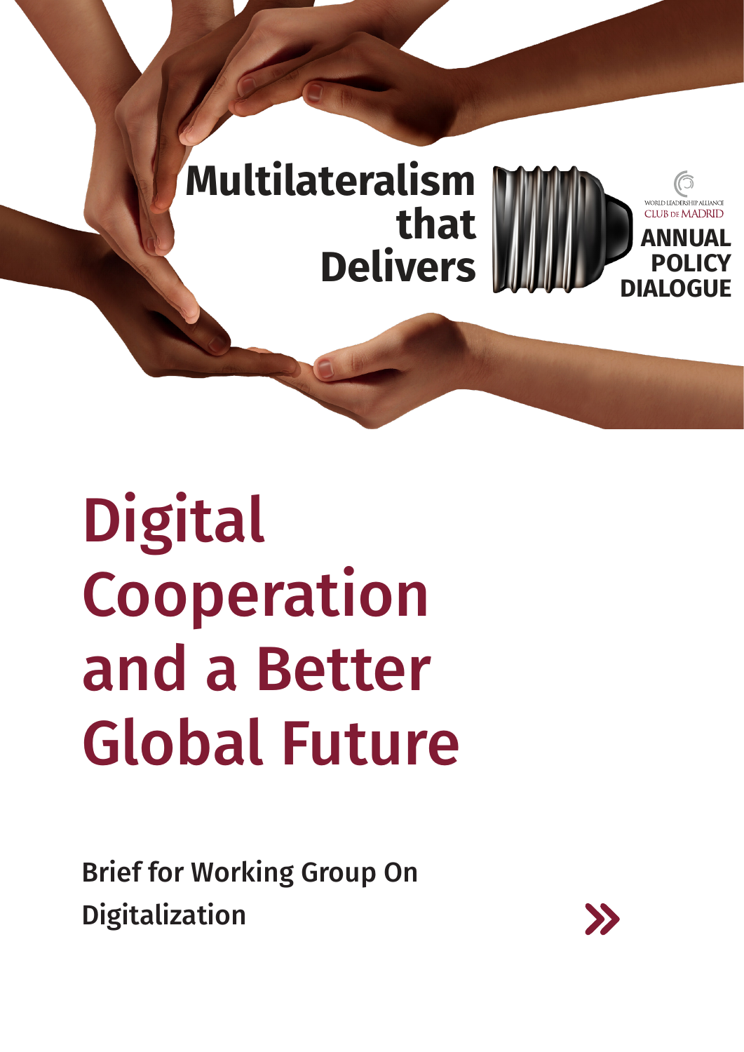Multilateralism that Delivers

WORLD LEADERSHIP ALLIANCE
CLUB DE MADRID

ANNUAL POLICY DIALOGUE

# Digital Cooperation and a Better Global Future

Brief for Working Group On Digitalization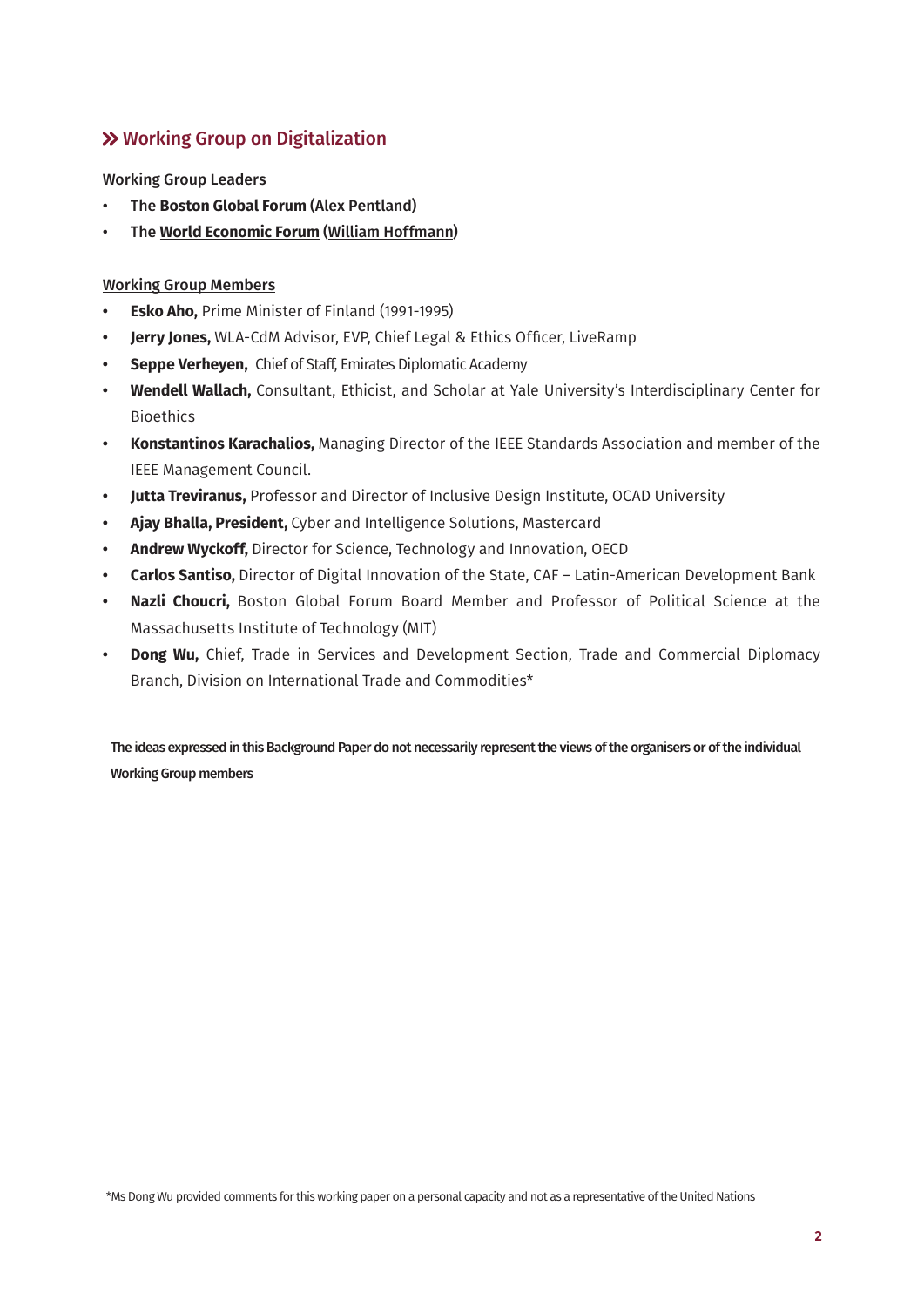## » Working Group on Digitalization

Working Group Leaders

- **The Boston Global Forum (Alex Pentland)**
- **The World Economic Forum (William Hoffmann)**

Working Group Members

- **Esko Aho,** Prime Minister of Finland (1991-1995)
- **Jerry Jones,** WLA-CdM Advisor, EVP, Chief Legal & Ethics Officer, LiveRamp
- **Seppe Verheyen,** Chief of Staff, Emirates Diplomatic Academy
- **Wendell Wallach,** Consultant, Ethicist, and Scholar at Yale University's Interdisciplinary Center for Bioethics
- **Konstantinos Karachalios,** Managing Director of the IEEE Standards Association and member of the IEEE Management Council.
- **Jutta Treviranus,** Professor and Director of Inclusive Design Institute, OCAD University
- **Ajay Bhalla, President,** Cyber and Intelligence Solutions, Mastercard
- **Andrew Wyckoff,** Director for Science, Technology and Innovation, OECD
- **Carlos Santiso,** Director of Digital Innovation of the State, CAF – Latin-American Development Bank
- **Nazli Choucri,** Boston Global Forum Board Member and Professor of Political Science at the Massachusetts Institute of Technology (MIT)
- **Dong Wu,** Chief, Trade in Services and Development Section, Trade and Commercial Diplomacy Branch, Division on International Trade and Commodities*

**The ideas expressed in this Background Paper do not necessarily represent the views of the organisers or of the individual Working Group members**

*Ms Dong Wu provided comments for this working paper on a personal capacity and not as a representative of the United Nations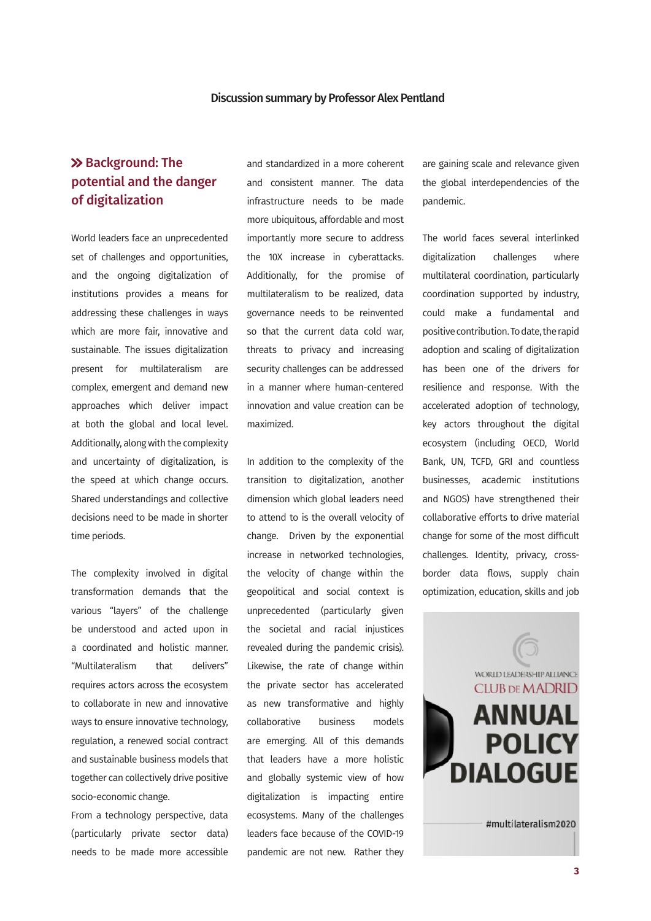Discussion summary by Professor Alex Pentland

## » Background: The potential and the danger of digitalization

World leaders face an unprecedented set of challenges and opportunities, and the ongoing digitalization of institutions provides a means for addressing these challenges in ways which are more fair, innovative and sustainable. The issues digitalization present for multilateralism are complex, emergent and demand new approaches which deliver impact at both the global and local level. Additionally, along with the complexity and uncertainty of digitalization, is the speed at which change occurs. Shared understandings and collective decisions need to be made in shorter time periods.

The complexity involved in digital transformation demands that the various "layers" of the challenge be understood and acted upon in a coordinated and holistic manner. "Multilateralism that delivers" requires actors across the ecosystem to collaborate in new and innovative ways to ensure innovative technology, regulation, a renewed social contract and sustainable business models that together can collectively drive positive socio-economic change.

From a technology perspective, data (particularly private sector data) needs to be made more accessible and standardized in a more coherent and consistent manner. The data infrastructure needs to be made more ubiquitous, affordable and most importantly more secure to address the 10X increase in cyberattacks. Additionally, for the promise of multilateralism to be realized, data governance needs to be reinvented so that the current data cold war, threats to privacy and increasing security challenges can be addressed in a manner where human-centered innovation and value creation can be maximized.

In addition to the complexity of the transition to digitalization, another dimension which global leaders need to attend to is the overall velocity of change. Driven by the exponential increase in networked technologies, the velocity of change within the geopolitical and social context is unprecedented (particularly given the societal and racial injustices revealed during the pandemic crisis). Likewise, the rate of change within the private sector has accelerated as new transformative and highly collaborative business models are emerging. All of this demands that leaders have a more holistic and globally systemic view of how digitalization is impacting entire ecosystems. Many of the challenges leaders face because of the COVID-19 pandemic are not new. Rather they are gaining scale and relevance given the global interdependencies of the pandemic.

The world faces several interlinked digitalization challenges where multilateral coordination, particularly coordination supported by industry, could make a fundamental and positive contribution. To date, the rapid adoption and scaling of digitalization has been one of the drivers for resilience and response. With the accelerated adoption of technology, key actors throughout the digital ecosystem (including OECD, World Bank, UN, TCFD, GRI and countless businesses, academic institutions and NGOS) have strengthened their collaborative efforts to drive material change for some of the most difficult challenges. Identity, privacy, cross-border data flows, supply chain optimization, education, skills and job

WORLD LEADERSHIP ALLIANCE CLUB DE MADRID ANNUAL POLICY DIALOGUE #multilateralism2020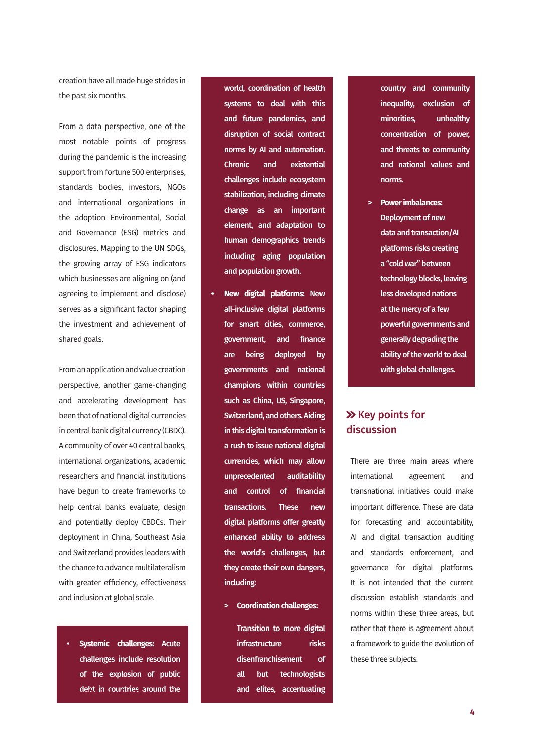creation have all made huge strides in the past six months.

From a data perspective, one of the most notable points of progress during the pandemic is the increasing support from fortune 500 enterprises, standards bodies, investors, NGOs and international organizations in the adoption Environmental, Social and Governance (ESG) metrics and disclosures. Mapping to the UN SDGs, the growing array of ESG indicators which businesses are aligning on (and agreeing to implement and disclose) serves as a significant factor shaping the investment and achievement of shared goals.

From an application and value creation perspective, another game-changing and accelerating development has been that of national digital currencies in central bank digital currency (CBDC). A community of over 40 central banks, international organizations, academic researchers and financial institutions have begun to create frameworks to help central banks evaluate, design and potentially deploy CBDCs. Their deployment in China, Southeast Asia and Switzerland provides leaders with the chance to advance multilateralism with greater efficiency, effectiveness and inclusion at global scale.

- **Systemic challenges:** Acute challenges include resolution of the explosion of public debt in countries around the world, coordination of health systems to deal with this and future pandemics, and disruption of social contract norms by AI and automation. Chronic and existential challenges include ecosystem stabilization, including climate change as an important element, and adaptation to human demographics trends including aging population and population growth.
- **New digital platforms:** New all-inclusive digital platforms for smart cities, commerce, government, and finance are being deployed by governments and national champions within countries such as China, US, Singapore, Switzerland, and others. Aiding in this digital transformation is a rush to issue national digital currencies, which may allow unprecedented auditability and control of financial transactions. These new digital platforms offer greatly enhanced ability to address the world's challenges, but they create their own dangers, including:
  - **Coordination challenges:** Transition to more digital infrastructure risks disenfranchisement of all but technologists and elites, accentuating country and community inequality, exclusion of minorities, unhealthy concentration of power, and threats to community and national values and norms.
  - **Power imbalances:** Deployment of new data and transaction/AI platforms risks creating a "cold war" between technology blocks, leaving less developed nations at the mercy of a few powerful governments and generally degrading the ability of the world to deal with global challenges.

## » Key points for discussion

There are three main areas where international agreement and transnational initiatives could make important difference. These are data for forecasting and accountability, AI and digital transaction auditing and standards enforcement, and governance for digital platforms. It is not intended that the current discussion establish standards and norms within these three areas, but rather that there is agreement about a framework to guide the evolution of these three subjects.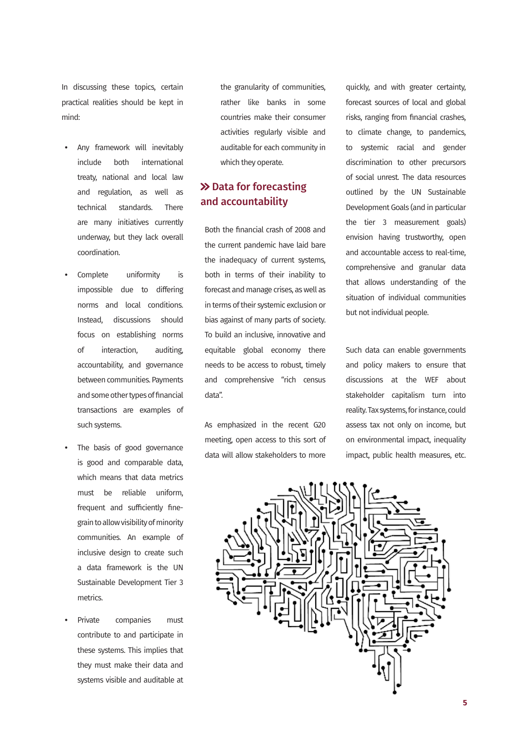In discussing these topics, certain practical realities should be kept in mind:

- Any framework will inevitably include both international treaty, national and local law and regulation, as well as technical standards. There are many initiatives currently underway, but they lack overall coordination.
- Complete uniformity is impossible due to differing norms and local conditions. Instead, discussions should focus on establishing norms of interaction, auditing, accountability, and governance between communities. Payments and some other types of financial transactions are examples of such systems.
- The basis of good governance is good and comparable data, which means that data metrics must be reliable uniform, frequent and sufficiently fine-grain to allow visibility of minority communities. An example of inclusive design to create such a data framework is the UN Sustainable Development Tier 3 metrics.
- Private companies must contribute to and participate in these systems. This implies that they must make their data and systems visible and auditable at the granularity of communities, rather like banks in some countries make their consumer activities regularly visible and auditable for each community in which they operate.

## Data for forecasting and accountability

Both the financial crash of 2008 and the current pandemic have laid bare the inadequacy of current systems, both in terms of their inability to forecast and manage crises, as well as in terms of their systemic exclusion or bias against of many parts of society. To build an inclusive, innovative and equitable global economy there needs to be access to robust, timely and comprehensive "rich census data".

As emphasized in the recent G20 meeting, open access to this sort of data will allow stakeholders to more quickly, and with greater certainty, forecast sources of local and global risks, ranging from financial crashes, to climate change, to pandemics, to systemic racial and gender discrimination to other precursors of social unrest. The data resources outlined by the UN Sustainable Development Goals (and in particular the tier 3 measurement goals) envision having trustworthy, open and accountable access to real-time, comprehensive and granular data that allows understanding of the situation of individual communities but not individual people.

Such data can enable governments and policy makers to ensure that discussions at the WEF about stakeholder capitalism turn into reality. Tax systems, for instance, could assess tax not only on income, but on environmental impact, inequality impact, public health measures, etc.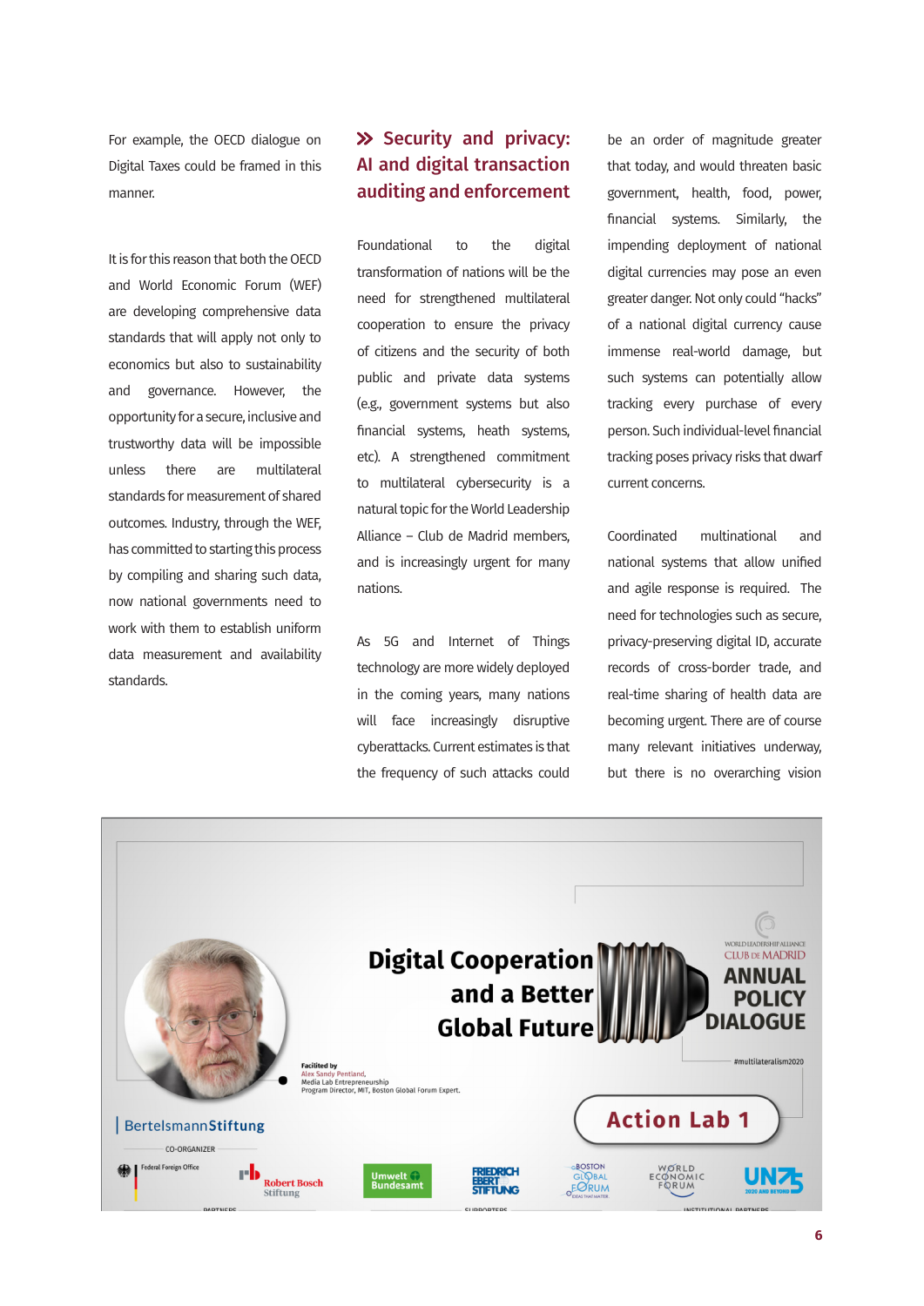For example, the OECD dialogue on Digital Taxes could be framed in this manner.

It is for this reason that both the OECD and World Economic Forum (WEF) are developing comprehensive data standards that will apply not only to economics but also to sustainability and governance. However, the opportunity for a secure, inclusive and trustworthy data will be impossible unless there are multilateral standards for measurement of shared outcomes. Industry, through the WEF, has committed to starting this process by compiling and sharing such data, now national governments need to work with them to establish uniform data measurement and availability standards.

## Security and privacy: AI and digital transaction auditing and enforcement

Foundational to the digital transformation of nations will be the need for strengthened multilateral cooperation to ensure the privacy of citizens and the security of both public and private data systems (e.g., government systems but also financial systems, heath systems, etc). A strengthened commitment to multilateral cybersecurity is a natural topic for the World Leadership Alliance – Club de Madrid members, and is increasingly urgent for many nations.

As 5G and Internet of Things technology are more widely deployed in the coming years, many nations will face increasingly disruptive cyberattacks. Current estimates is that the frequency of such attacks could be an order of magnitude greater that today, and would threaten basic government, health, food, power, financial systems. Similarly, the impending deployment of national digital currencies may pose an even greater danger. Not only could "hacks" of a national digital currency cause immense real-world damage, but such systems can potentially allow tracking every purchase of every person. Such individual-level financial tracking poses privacy risks that dwarf current concerns.

Coordinated multinational and national systems that allow unified and agile response is required. The need for technologies such as secure, privacy-preserving digital ID, accurate records of cross-border trade, and real-time sharing of health data are becoming urgent. There are of course many relevant initiatives underway, but there is no overarching vision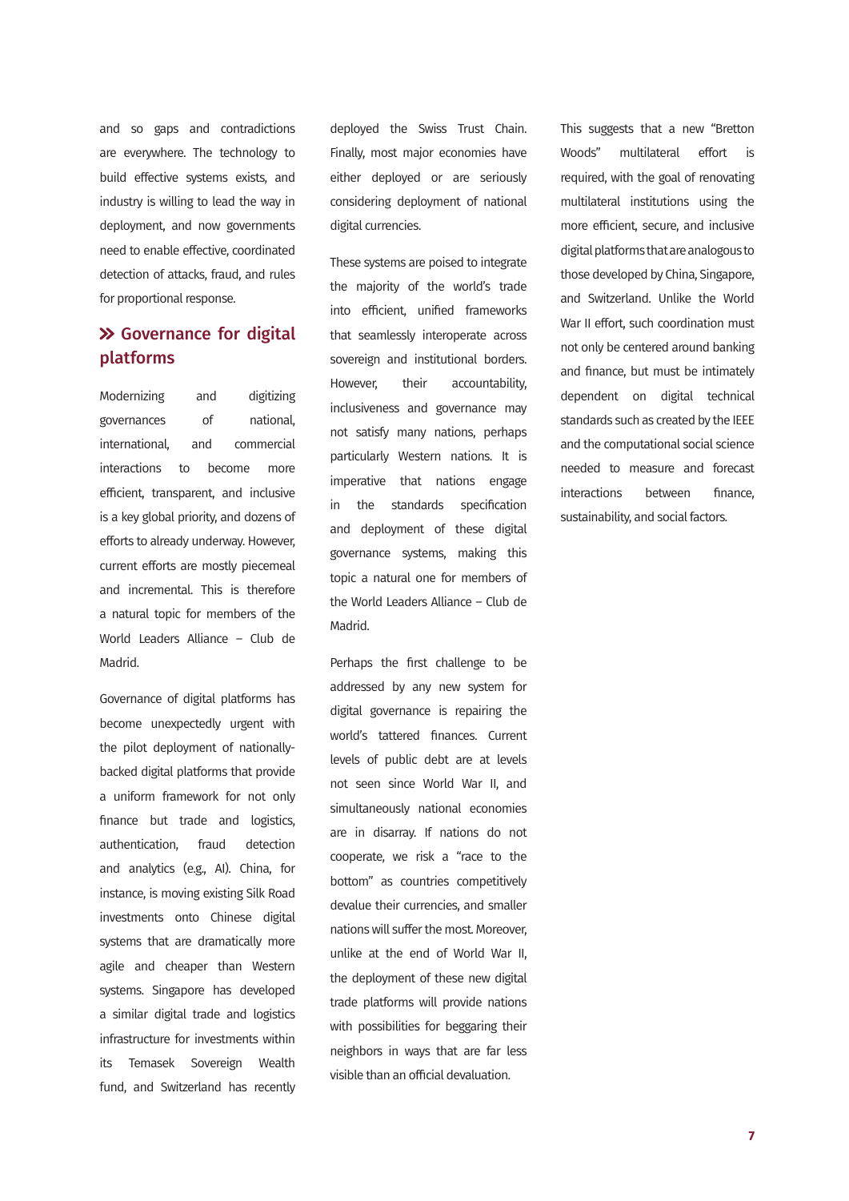and so gaps and contradictions are everywhere. The technology to build effective systems exists, and industry is willing to lead the way in deployment, and now governments need to enable effective, coordinated detection of attacks, fraud, and rules for proportional response.

## » Governance for digital platforms

Modernizing and digitizing governances of national, international, and commercial interactions to become more efficient, transparent, and inclusive is a key global priority, and dozens of efforts to already underway. However, current efforts are mostly piecemeal and incremental. This is therefore a natural topic for members of the World Leaders Alliance – Club de Madrid.

Governance of digital platforms has become unexpectedly urgent with the pilot deployment of nationally-backed digital platforms that provide a uniform framework for not only finance but trade and logistics, authentication, fraud detection and analytics (e.g., AI). China, for instance, is moving existing Silk Road investments onto Chinese digital systems that are dramatically more agile and cheaper than Western systems. Singapore has developed a similar digital trade and logistics infrastructure for investments within its Temasek Sovereign Wealth fund, and Switzerland has recently deployed the Swiss Trust Chain. Finally, most major economies have either deployed or are seriously considering deployment of national digital currencies.

These systems are poised to integrate the majority of the world's trade into efficient, unified frameworks that seamlessly interoperate across sovereign and institutional borders. However, their accountability, inclusiveness and governance may not satisfy many nations, perhaps particularly Western nations. It is imperative that nations engage in the standards specification and deployment of these digital governance systems, making this topic a natural one for members of the World Leaders Alliance – Club de Madrid.

Perhaps the first challenge to be addressed by any new system for digital governance is repairing the world's tattered finances. Current levels of public debt are at levels not seen since World War II, and simultaneously national economies are in disarray. If nations do not cooperate, we risk a "race to the bottom" as countries competitively devalue their currencies, and smaller nations will suffer the most. Moreover, unlike at the end of World War II, the deployment of these new digital trade platforms will provide nations with possibilities for beggaring their neighbors in ways that are far less visible than an official devaluation.

This suggests that a new "Bretton Woods" multilateral effort is required, with the goal of renovating multilateral institutions using the more efficient, secure, and inclusive digital platforms that are analogous to those developed by China, Singapore, and Switzerland. Unlike the World War II effort, such coordination must not only be centered around banking and finance, but must be intimately dependent on digital technical standards such as created by the IEEE and the computational social science needed to measure and forecast interactions between finance, sustainability, and social factors.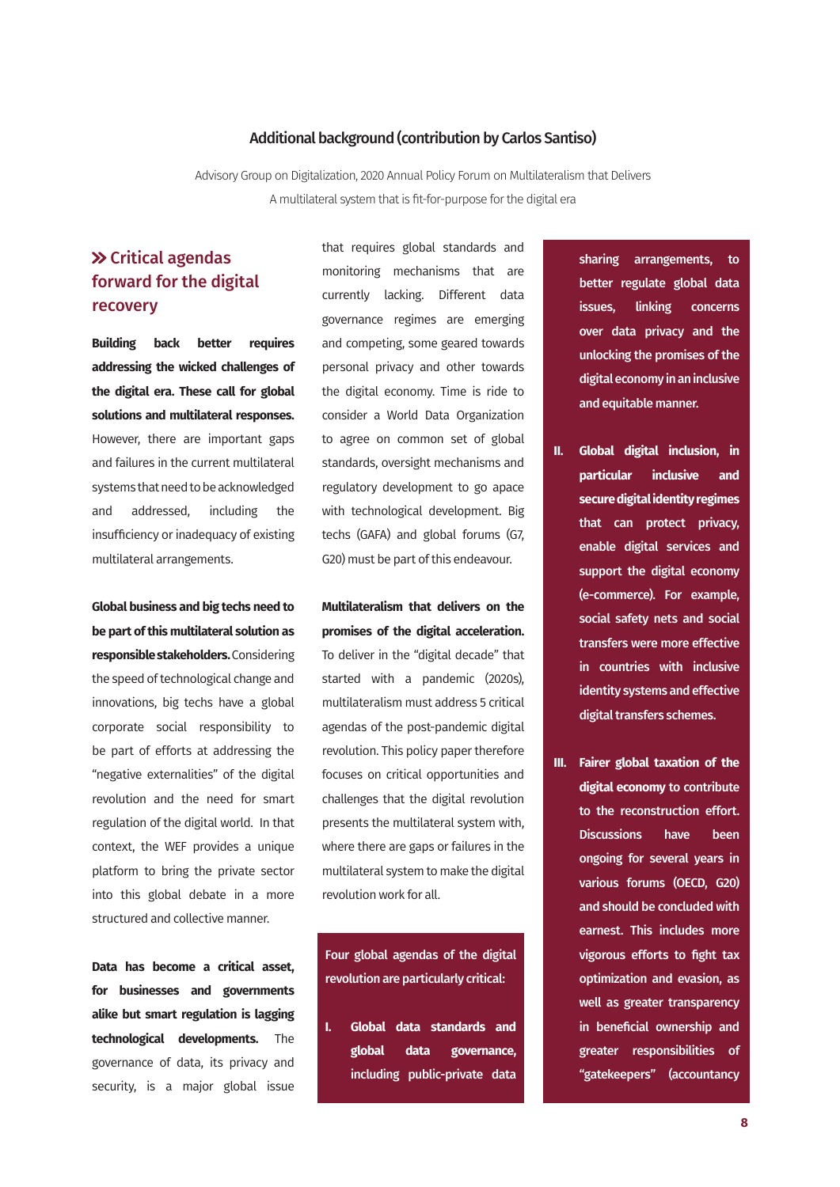**Additional background (contribution by Carlos Santiso)**

Advisory Group on Digitalization, 2020 Annual Policy Forum on Multilateralism that Delivers
A multilateral system that is fit-for-purpose for the digital era

## » Critical agendas forward for the digital recovery

**Building back better requires addressing the wicked challenges of the digital era. These call for global solutions and multilateral responses.** However, there are important gaps and failures in the current multilateral systems that need to be acknowledged and addressed, including the insufficiency or inadequacy of existing multilateral arrangements.

**Global business and big techs need to be part of this multilateral solution as responsible stakeholders.** Considering the speed of technological change and innovations, big techs have a global corporate social responsibility to be part of efforts at addressing the "negative externalities" of the digital revolution and the need for smart regulation of the digital world. In that context, the WEF provides a unique platform to bring the private sector into this global debate in a more structured and collective manner.

**Data has become a critical asset, for businesses and governments alike but smart regulation is lagging technological developments.** The governance of data, its privacy and security, is a major global issue that requires global standards and monitoring mechanisms that are currently lacking. Different data governance regimes are emerging and competing, some geared towards personal privacy and other towards the digital economy. Time is ride to consider a World Data Organization to agree on common set of global standards, oversight mechanisms and regulatory development to go apace with technological development. Big techs (GAFA) and global forums (G7, G20) must be part of this endeavour.

**Multilateralism that delivers on the promises of the digital acceleration.** To deliver in the "digital decade" that started with a pandemic (2020s), multilateralism must address 5 critical agendas of the post-pandemic digital revolution. This policy paper therefore focuses on critical opportunities and challenges that the digital revolution presents the multilateral system with, where there are gaps or failures in the multilateral system to make the digital revolution work for all.

**Four global agendas of the digital revolution are particularly critical:**

I. **Global data standards and global data governance, including public-private data sharing arrangements, to better regulate global data issues, linking concerns over data privacy and the unlocking the promises of the digital economy in an inclusive and equitable manner.**

II. **Global digital inclusion, in particular inclusive and secure digital identity regimes that can protect privacy, enable digital services and support the digital economy (e-commerce). For example, social safety nets and social transfers were more effective in countries with inclusive identity systems and effective digital transfers schemes.**

III. **Fairer global taxation of the digital economy to contribute to the reconstruction effort. Discussions have been ongoing for several years in various forums (OECD, G20) and should be concluded with earnest. This includes more vigorous efforts to fight tax optimization and evasion, as well as greater transparency in beneficial ownership and greater responsibilities of "gatekeepers" (accountancy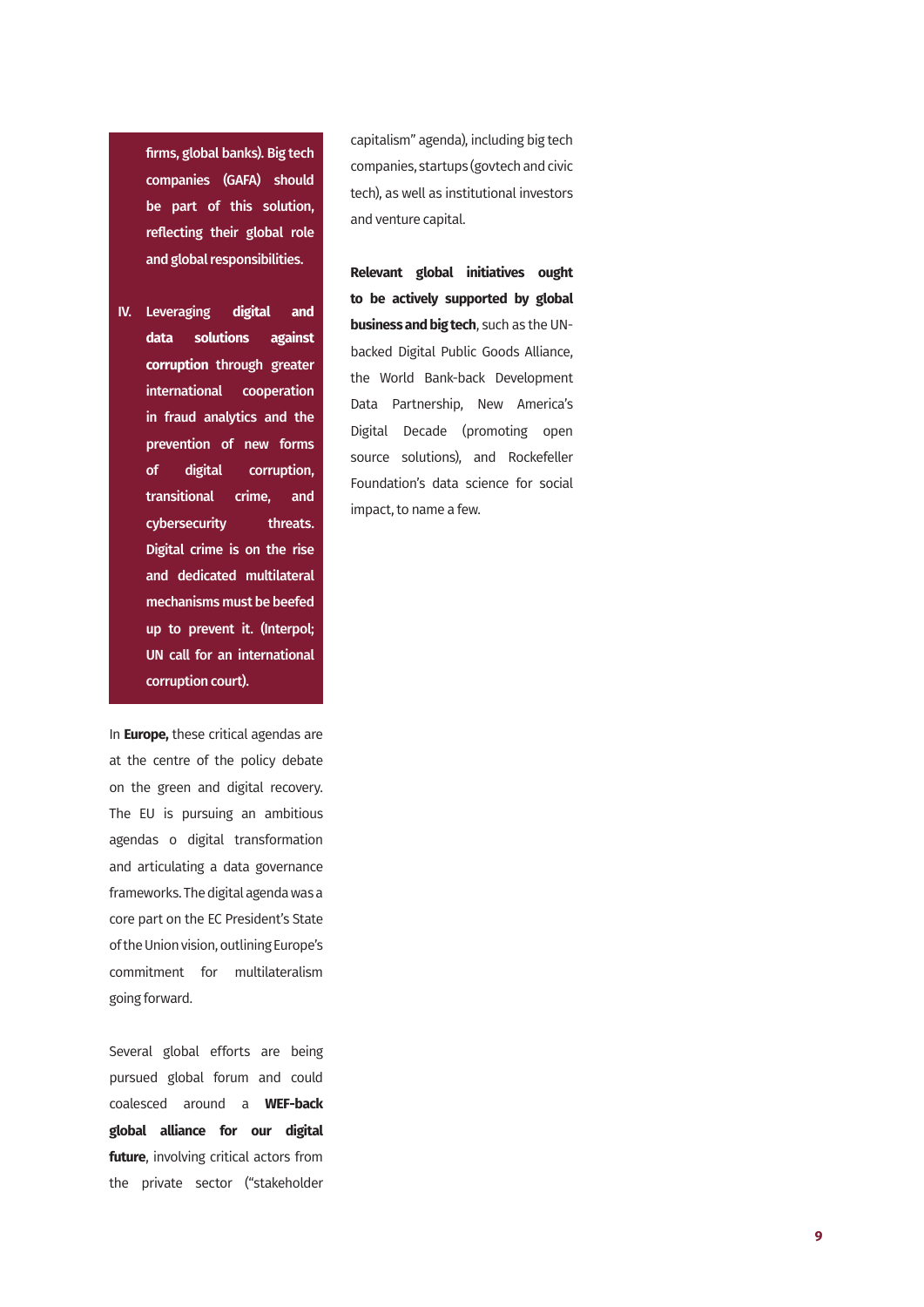**firms, global banks). Big tech companies (GAFA) should be part of this solution, reflecting their global role and global responsibilities.**

IV. **Leveraging digital and data solutions against corruption** through greater international cooperation in fraud analytics and the prevention of new forms of digital corruption, transitional crime, and cybersecurity threats. Digital crime is on the rise and dedicated multilateral mechanisms must be beefed up to prevent it. (Interpol; UN call for an international corruption court).

In **Europe,** these critical agendas are at the centre of the policy debate on the green and digital recovery. The EU is pursuing an ambitious agendas o digital transformation and articulating a data governance frameworks. The digital agenda was a core part on the EC President's State of the Union vision, outlining Europe's commitment for multilateralism going forward.

Several global efforts are being pursued global forum and could coalesced around a **WEF-back global alliance for our digital future**, involving critical actors from the private sector ("stakeholder capitalism" agenda), including big tech companies, startups (govtech and civic tech), as well as institutional investors and venture capital.

**Relevant global initiatives ought to be actively supported by global business and big tech**, such as the UN-backed Digital Public Goods Alliance, the World Bank-back Development Data Partnership, New America's Digital Decade (promoting open source solutions), and Rockefeller Foundation's data science for social impact, to name a few.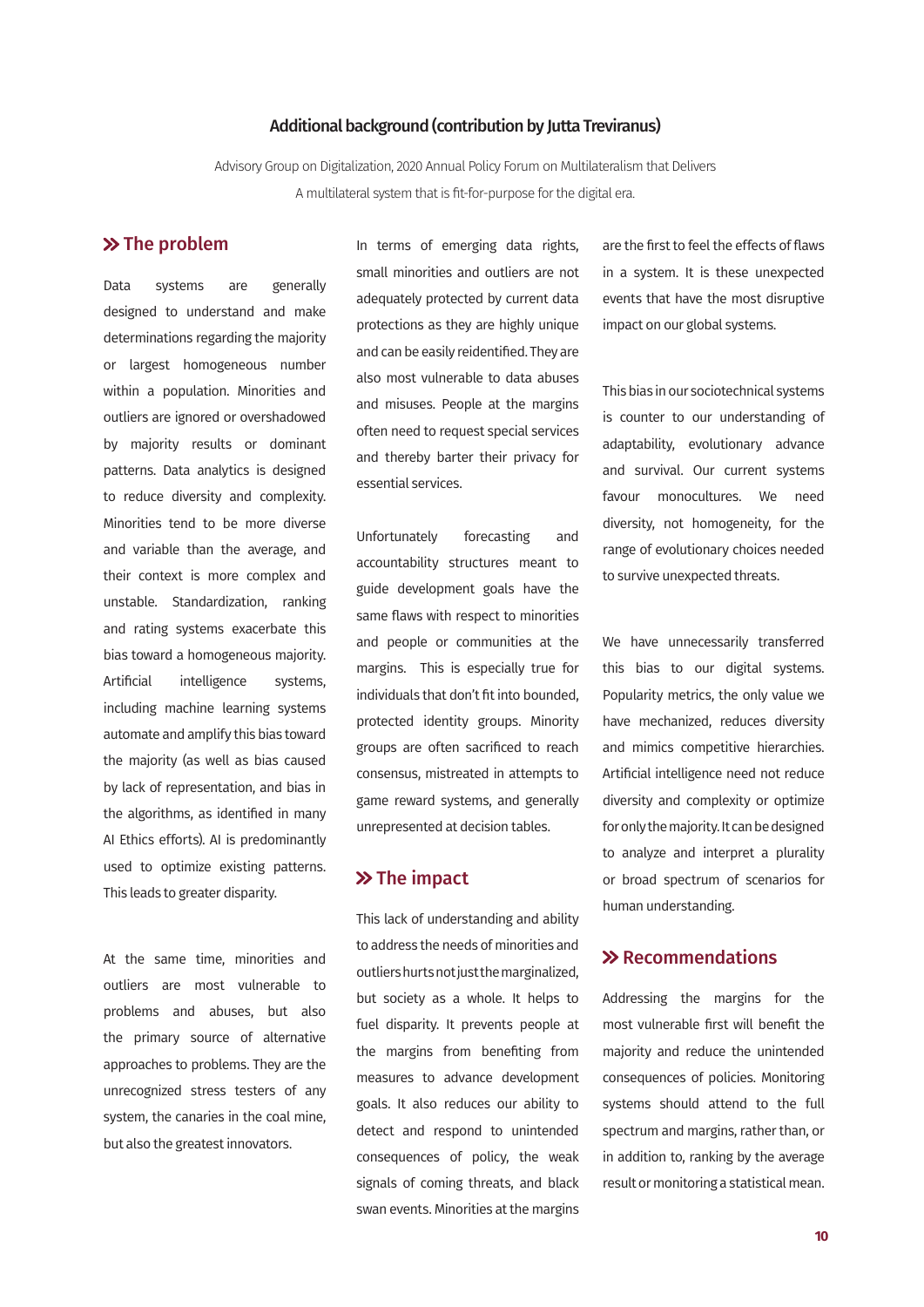**Additional background (contribution by Jutta Treviranus)**

Advisory Group on Digitalization, 2020 Annual Policy Forum on Multilateralism that Delivers

A multilateral system that is fit-for-purpose for the digital era.

## » The problem

Data systems are generally designed to understand and make determinations regarding the majority or largest homogeneous number within a population. Minorities and outliers are ignored or overshadowed by majority results or dominant patterns. Data analytics is designed to reduce diversity and complexity. Minorities tend to be more diverse and variable than the average, and their context is more complex and unstable. Standardization, ranking and rating systems exacerbate this bias toward a homogeneous majority. Artificial intelligence systems, including machine learning systems automate and amplify this bias toward the majority (as well as bias caused by lack of representation, and bias in the algorithms, as identified in many AI Ethics efforts). AI is predominantly used to optimize existing patterns. This leads to greater disparity.

At the same time, minorities and outliers are most vulnerable to problems and abuses, but also the primary source of alternative approaches to problems. They are the unrecognized stress testers of any system, the canaries in the coal mine, but also the greatest innovators.

In terms of emerging data rights, small minorities and outliers are not adequately protected by current data protections as they are highly unique and can be easily reidentified. They are also most vulnerable to data abuses and misuses. People at the margins often need to request special services and thereby barter their privacy for essential services.

Unfortunately forecasting and accountability structures meant to guide development goals have the same flaws with respect to minorities and people or communities at the margins. This is especially true for individuals that don't fit into bounded, protected identity groups. Minority groups are often sacrificed to reach consensus, mistreated in attempts to game reward systems, and generally unrepresented at decision tables.

## » The impact

This lack of understanding and ability to address the needs of minorities and outliers hurts not just the marginalized, but society as a whole. It helps to fuel disparity. It prevents people at the margins from benefiting from measures to advance development goals. It also reduces our ability to detect and respond to unintended consequences of policy, the weak signals of coming threats, and black swan events. Minorities at the margins are the first to feel the effects of flaws in a system. It is these unexpected events that have the most disruptive impact on our global systems.

This bias in our sociotechnical systems is counter to our understanding of adaptability, evolutionary advance and survival. Our current systems favour monocultures. We need diversity, not homogeneity, for the range of evolutionary choices needed to survive unexpected threats.

We have unnecessarily transferred this bias to our digital systems. Popularity metrics, the only value we have mechanized, reduces diversity and mimics competitive hierarchies. Artificial intelligence need not reduce diversity and complexity or optimize for only the majority. It can be designed to analyze and interpret a plurality or broad spectrum of scenarios for human understanding.

## » Recommendations

Addressing the margins for the most vulnerable first will benefit the majority and reduce the unintended consequences of policies. Monitoring systems should attend to the full spectrum and margins, rather than, or in addition to, ranking by the average result or monitoring a statistical mean.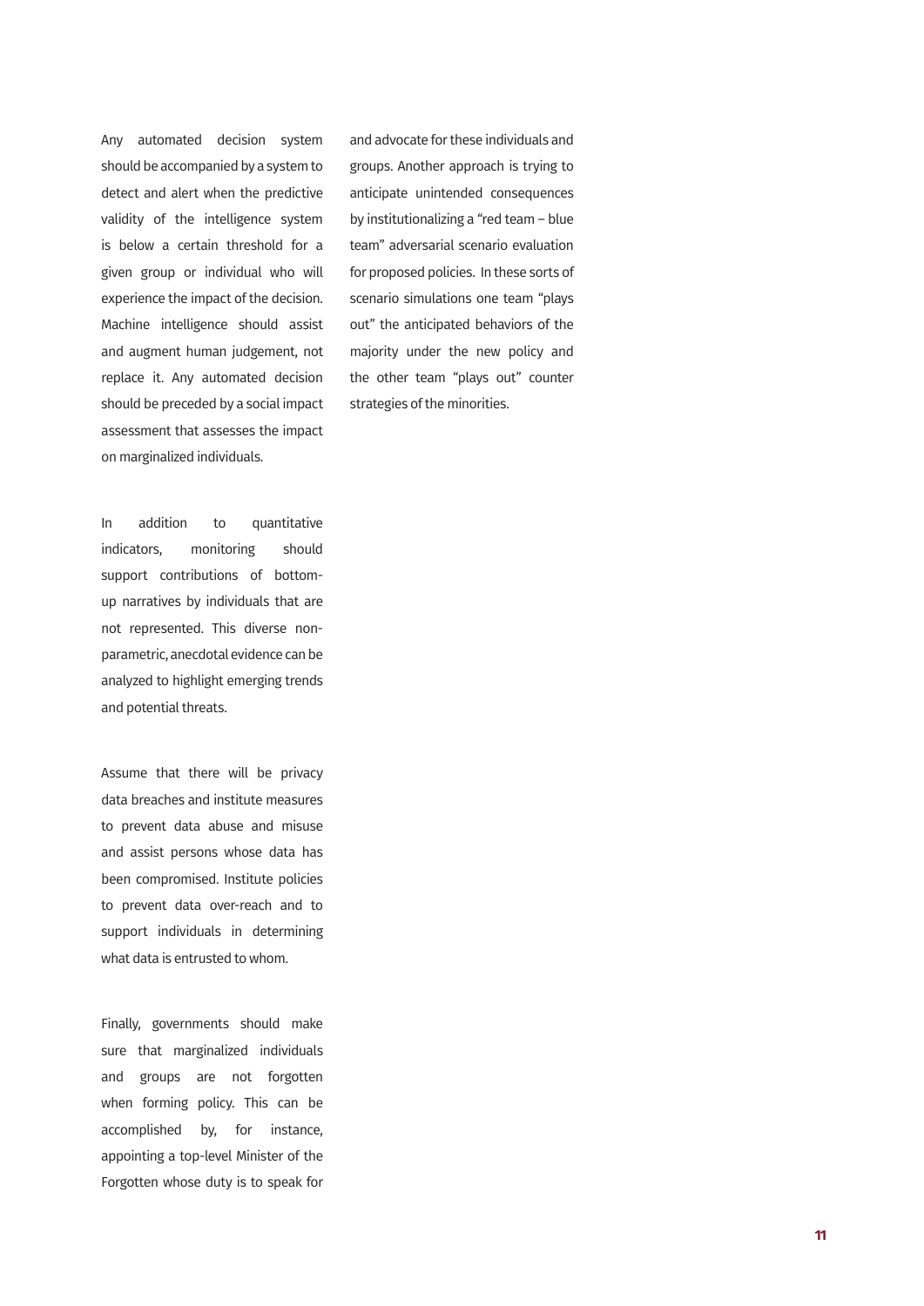Any automated decision system should be accompanied by a system to detect and alert when the predictive validity of the intelligence system is below a certain threshold for a given group or individual who will experience the impact of the decision. Machine intelligence should assist and augment human judgement, not replace it. Any automated decision should be preceded by a social impact assessment that assesses the impact on marginalized individuals.

In addition to quantitative indicators, monitoring should support contributions of bottom-up narratives by individuals that are not represented. This diverse non-parametric, anecdotal evidence can be analyzed to highlight emerging trends and potential threats.

Assume that there will be privacy data breaches and institute measures to prevent data abuse and misuse and assist persons whose data has been compromised. Institute policies to prevent data over-reach and to support individuals in determining what data is entrusted to whom.

Finally, governments should make sure that marginalized individuals and groups are not forgotten when forming policy. This can be accomplished by, for instance, appointing a top-level Minister of the Forgotten whose duty is to speak for and advocate for these individuals and groups. Another approach is trying to anticipate unintended consequences by institutionalizing a "red team – blue team" adversarial scenario evaluation for proposed policies. In these sorts of scenario simulations one team "plays out" the anticipated behaviors of the majority under the new policy and the other team "plays out" counter strategies of the minorities.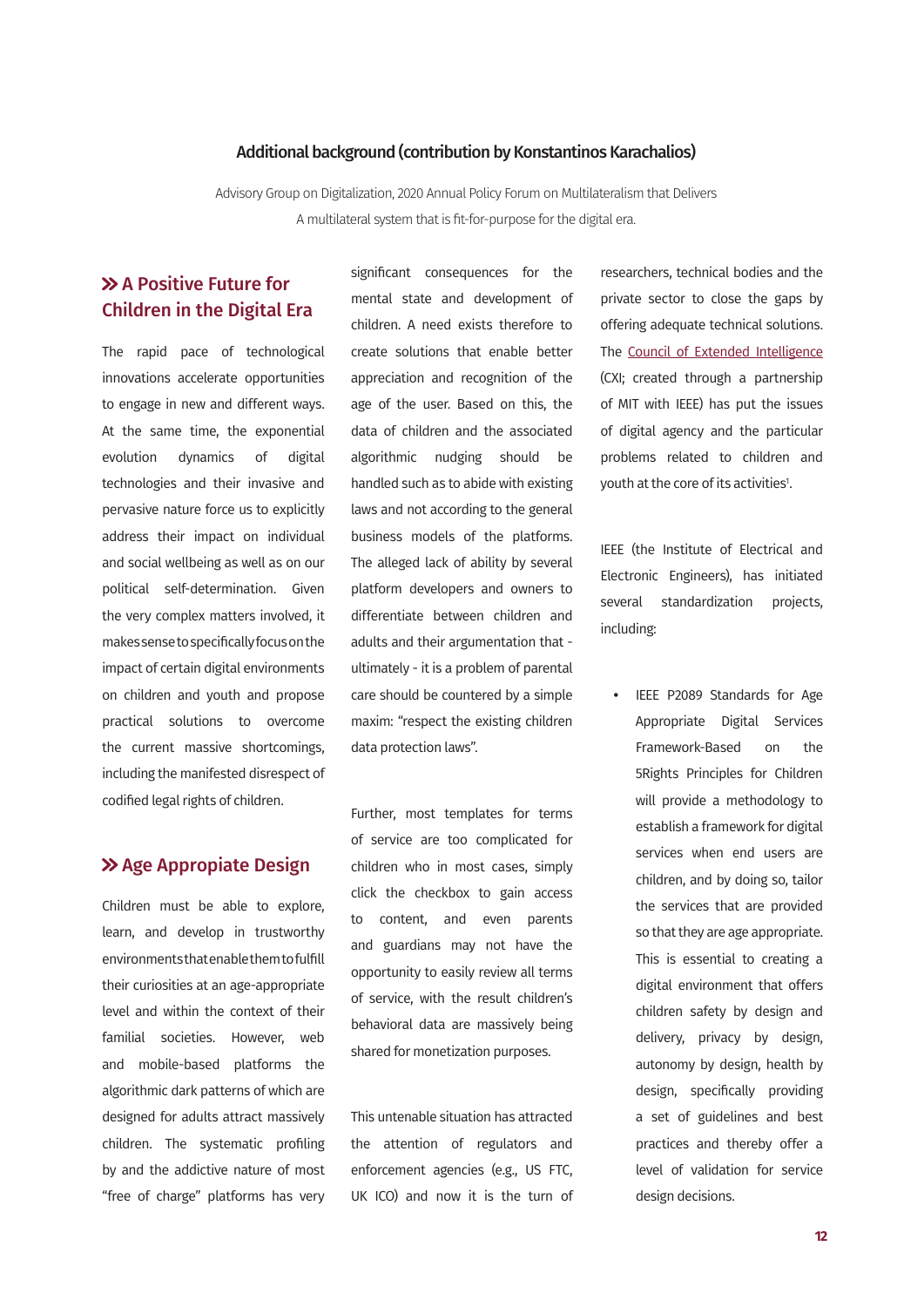**Additional background (contribution by Konstantinos Karachalios)**

Advisory Group on Digitalization, 2020 Annual Policy Forum on Multilateralism that Delivers
A multilateral system that is fit-for-purpose for the digital era.

## A Positive Future for Children in the Digital Era

The rapid pace of technological innovations accelerate opportunities to engage in new and different ways. At the same time, the exponential evolution dynamics of digital technologies and their invasive and pervasive nature force us to explicitly address their impact on individual and social wellbeing as well as on our political self-determination. Given the very complex matters involved, it makes sense to specifically focus on the impact of certain digital environments on children and youth and propose practical solutions to overcome the current massive shortcomings, including the manifested disrespect of codified legal rights of children.

## Age Appropiate Design

Children must be able to explore, learn, and develop in trustworthy environments that enable them to fulfill their curiosities at an age-appropriate level and within the context of their familial societies. However, web and mobile-based platforms the algorithmic dark patterns of which are designed for adults attract massively children. The systematic profiling by and the addictive nature of most "free of charge" platforms has very significant consequences for the mental state and development of children. A need exists therefore to create solutions that enable better appreciation and recognition of the age of the user. Based on this, the data of children and the associated algorithmic nudging should be handled such as to abide with existing laws and not according to the general business models of the platforms. The alleged lack of ability by several platform developers and owners to differentiate between children and adults and their argumentation that - ultimately - it is a problem of parental care should be countered by a simple maxim: "respect the existing children data protection laws".

Further, most templates for terms of service are too complicated for children who in most cases, simply click the checkbox to gain access to content, and even parents and guardians may not have the opportunity to easily review all terms of service, with the result children's behavioral data are massively being shared for monetization purposes.

This untenable situation has attracted the attention of regulators and enforcement agencies (e.g., US FTC, UK ICO) and now it is the turn of researchers, technical bodies and the private sector to close the gaps by offering adequate technical solutions. The [Council of Extended Intelligence] (CXI; created through a partnership of MIT with IEEE) has put the issues of digital agency and the particular problems related to children and youth at the core of its activities[1].

IEEE (the Institute of Electrical and Electronic Engineers), has initiated several standardization projects, including:

- IEEE P2089 Standards for Age Appropriate Digital Services Framework-Based on the 5Rights Principles for Children will provide a methodology to establish a framework for digital services when end users are children, and by doing so, tailor the services that are provided so that they are age appropriate. This is essential to creating a digital environment that offers children safety by design and delivery, privacy by design, autonomy by design, health by design, specifically providing a set of guidelines and best practices and thereby offer a level of validation for service design decisions.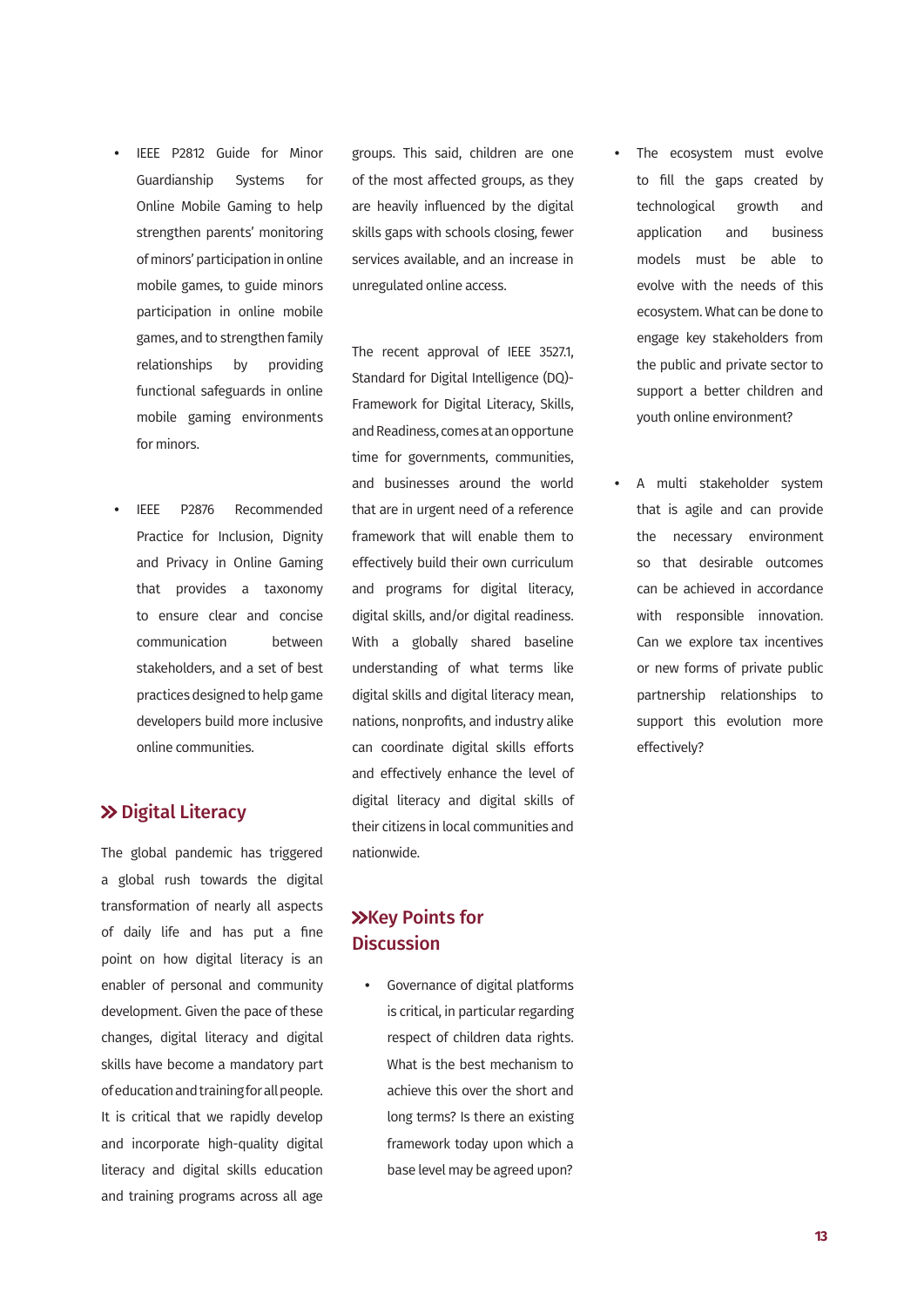- IEEE P2812 Guide for Minor Guardianship Systems for Online Mobile Gaming to help strengthen parents' monitoring of minors' participation in online mobile games, to guide minors participation in online mobile games, and to strengthen family relationships by providing functional safeguards in online mobile gaming environments for minors.

- IEEE P2876 Recommended Practice for Inclusion, Dignity and Privacy in Online Gaming that provides a taxonomy to ensure clear and concise communication between stakeholders, and a set of best practices designed to help game developers build more inclusive online communities.

## » Digital Literacy

The global pandemic has triggered a global rush towards the digital transformation of nearly all aspects of daily life and has put a fine point on how digital literacy is an enabler of personal and community development. Given the pace of these changes, digital literacy and digital skills have become a mandatory part of education and training for all people. It is critical that we rapidly develop and incorporate high-quality digital literacy and digital skills education and training programs across all age groups. This said, children are one of the most affected groups, as they are heavily influenced by the digital skills gaps with schools closing, fewer services available, and an increase in unregulated online access.

The recent approval of IEEE 3527.1, Standard for Digital Intelligence (DQ)-Framework for Digital Literacy, Skills, and Readiness, comes at an opportune time for governments, communities, and businesses around the world that are in urgent need of a reference framework that will enable them to effectively build their own curriculum and programs for digital literacy, digital skills, and/or digital readiness. With a globally shared baseline understanding of what terms like digital skills and digital literacy mean, nations, nonprofits, and industry alike can coordinate digital skills efforts and effectively enhance the level of digital literacy and digital skills of their citizens in local communities and nationwide.

## » Key Points for Discussion

- Governance of digital platforms is critical, in particular regarding respect of children data rights. What is the best mechanism to achieve this over the short and long terms? Is there an existing framework today upon which a base level may be agreed upon?

- The ecosystem must evolve to fill the gaps created by technological growth and application and business models must be able to evolve with the needs of this ecosystem. What can be done to engage key stakeholders from the public and private sector to support a better children and youth online environment?

- A multi stakeholder system that is agile and can provide the necessary environment so that desirable outcomes can be achieved in accordance with responsible innovation. Can we explore tax incentives or new forms of private public partnership relationships to support this evolution more effectively?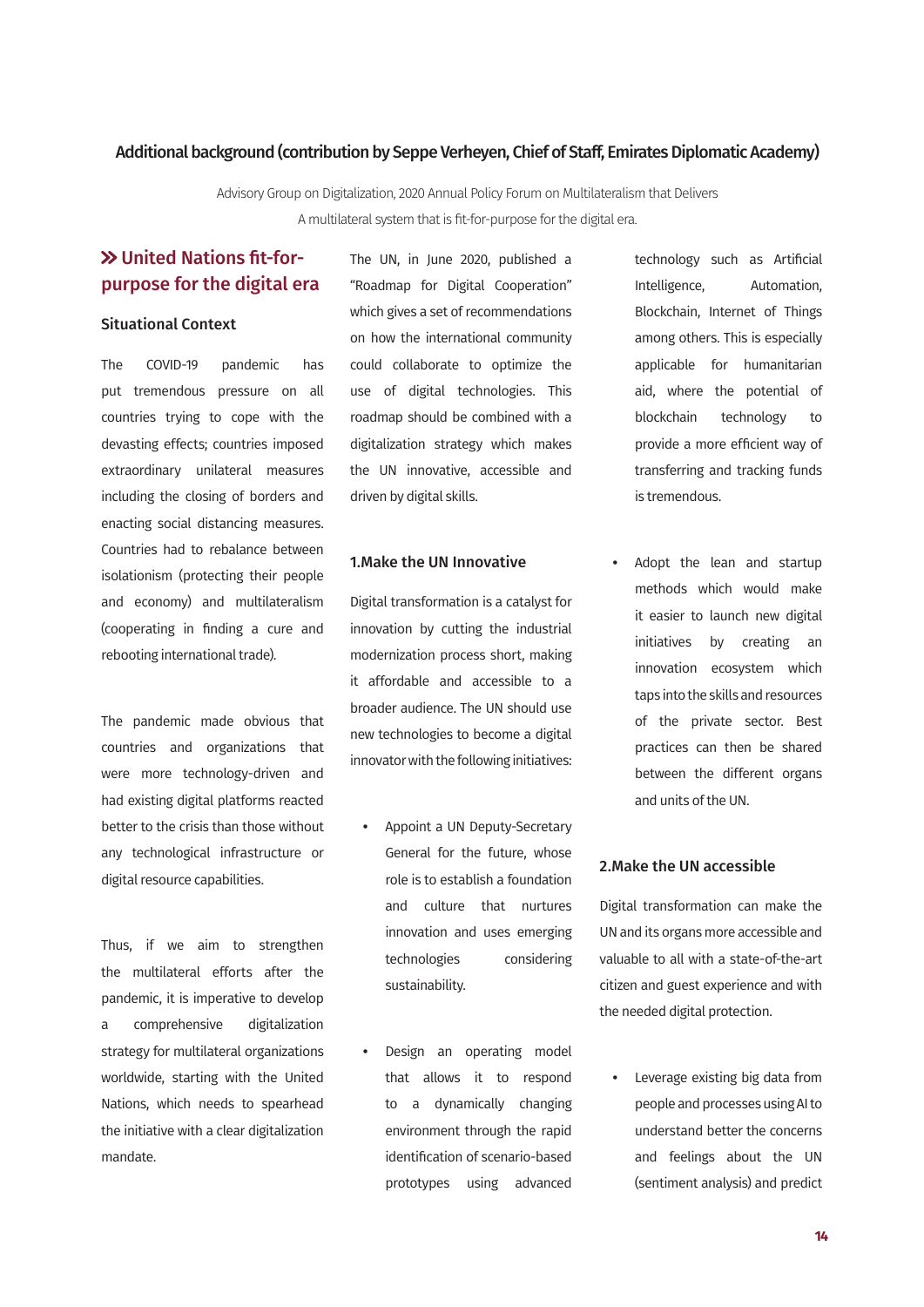**Additional background (contribution by Seppe Verheyen, Chief of Staff, Emirates Diplomatic Academy)**

Advisory Group on Digitalization, 2020 Annual Policy Forum on Multilateralism that Delivers

A multilateral system that is fit-for-purpose for the digital era.

## » United Nations fit-for-purpose for the digital era

### Situational Context

The COVID-19 pandemic has put tremendous pressure on all countries trying to cope with the devasting effects; countries imposed extraordinary unilateral measures including the closing of borders and enacting social distancing measures. Countries had to rebalance between isolationism (protecting their people and economy) and multilateralism (cooperating in finding a cure and rebooting international trade).

The pandemic made obvious that countries and organizations that were more technology-driven and had existing digital platforms reacted better to the crisis than those without any technological infrastructure or digital resource capabilities.

Thus, if we aim to strengthen the multilateral efforts after the pandemic, it is imperative to develop a comprehensive digitalization strategy for multilateral organizations worldwide, starting with the United Nations, which needs to spearhead the initiative with a clear digitalization mandate.

The UN, in June 2020, published a "Roadmap for Digital Cooperation" which gives a set of recommendations on how the international community could collaborate to optimize the use of digital technologies. This roadmap should be combined with a digitalization strategy which makes the UN innovative, accessible and driven by digital skills.

### 1.Make the UN Innovative

Digital transformation is a catalyst for innovation by cutting the industrial modernization process short, making it affordable and accessible to a broader audience. The UN should use new technologies to become a digital innovator with the following initiatives:

- Appoint a UN Deputy-Secretary General for the future, whose role is to establish a foundation and culture that nurtures innovation and uses emerging technologies considering sustainability.
- Design an operating model that allows it to respond to a dynamically changing environment through the rapid identification of scenario-based prototypes using advanced technology such as Artificial Intelligence, Automation, Blockchain, Internet of Things among others. This is especially applicable for humanitarian aid, where the potential of blockchain technology to provide a more efficient way of transferring and tracking funds is tremendous.
- Adopt the lean and startup methods which would make it easier to launch new digital initiatives by creating an innovation ecosystem which taps into the skills and resources of the private sector. Best practices can then be shared between the different organs and units of the UN.

### 2.Make the UN accessible

Digital transformation can make the UN and its organs more accessible and valuable to all with a state-of-the-art citizen and guest experience and with the needed digital protection.

- Leverage existing big data from people and processes using AI to understand better the concerns and feelings about the UN (sentiment analysis) and predict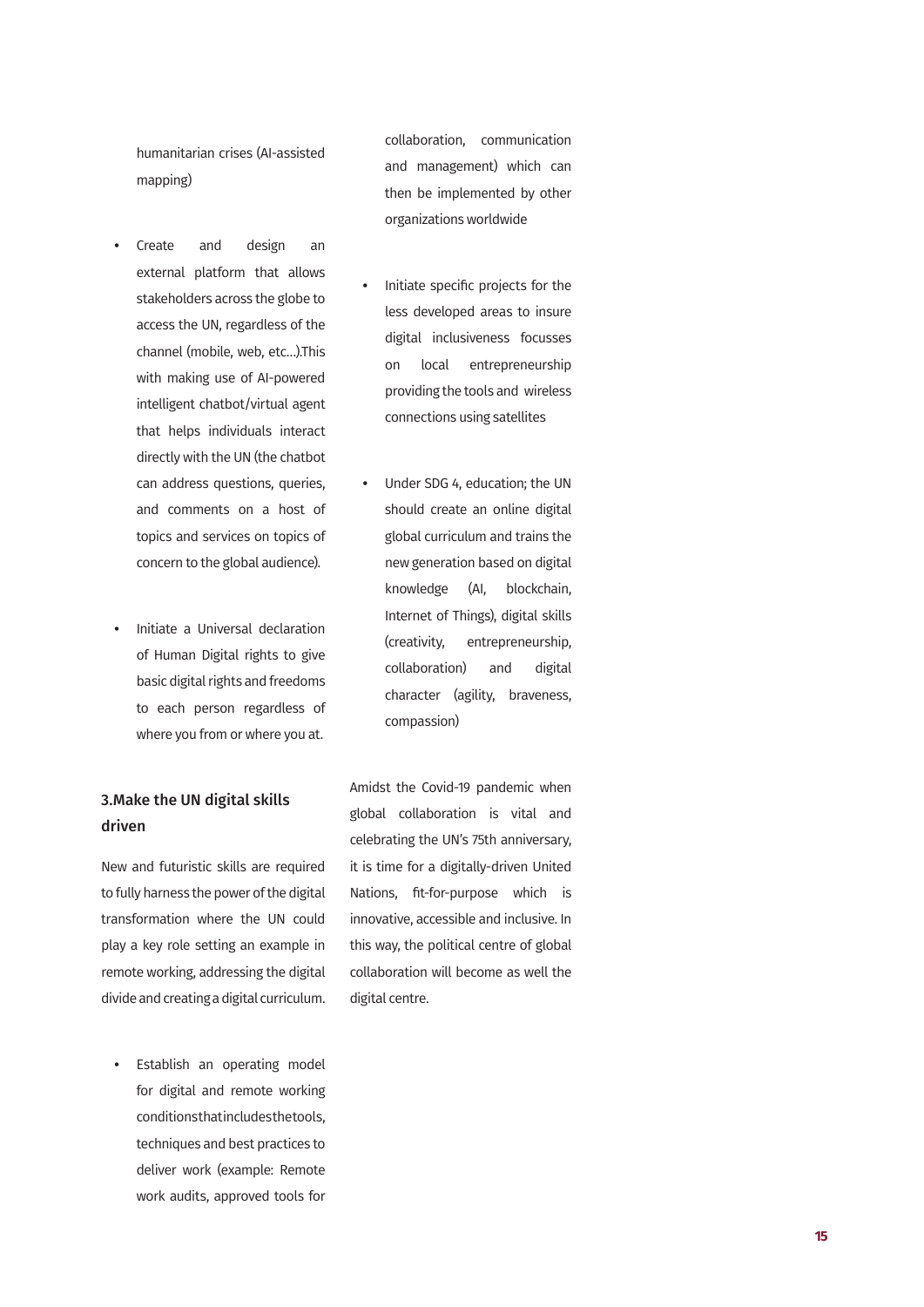humanitarian crises (AI-assisted mapping)

- Create and design an external platform that allows stakeholders across the globe to access the UN, regardless of the channel (mobile, web, etc...).This with making use of AI-powered intelligent chatbot/virtual agent that helps individuals interact directly with the UN (the chatbot can address questions, queries, and comments on a host of topics and services on topics of concern to the global audience).

- Initiate a Universal declaration of Human Digital rights to give basic digital rights and freedoms to each person regardless of where you from or where you at.

### 3.Make the UN digital skills driven

New and futuristic skills are required to fully harness the power of the digital transformation where the UN could play a key role setting an example in remote working, addressing the digital divide and creating a digital curriculum.

- Establish an operating model for digital and remote working conditionsthatincludesthetools, techniques and best practices to deliver work (example: Remote work audits, approved tools for collaboration, communication and management) which can then be implemented by other organizations worldwide

- Initiate specific projects for the less developed areas to insure digital inclusiveness focusses on local entrepreneurship providing the tools and wireless connections using satellites

- Under SDG 4, education; the UN should create an online digital global curriculum and trains the new generation based on digital knowledge (AI, blockchain, Internet of Things), digital skills (creativity, entrepreneurship, collaboration) and digital character (agility, braveness, compassion)

Amidst the Covid-19 pandemic when global collaboration is vital and celebrating the UN's 75th anniversary, it is time for a digitally-driven United Nations, fit-for-purpose which is innovative, accessible and inclusive. In this way, the political centre of global collaboration will become as well the digital centre.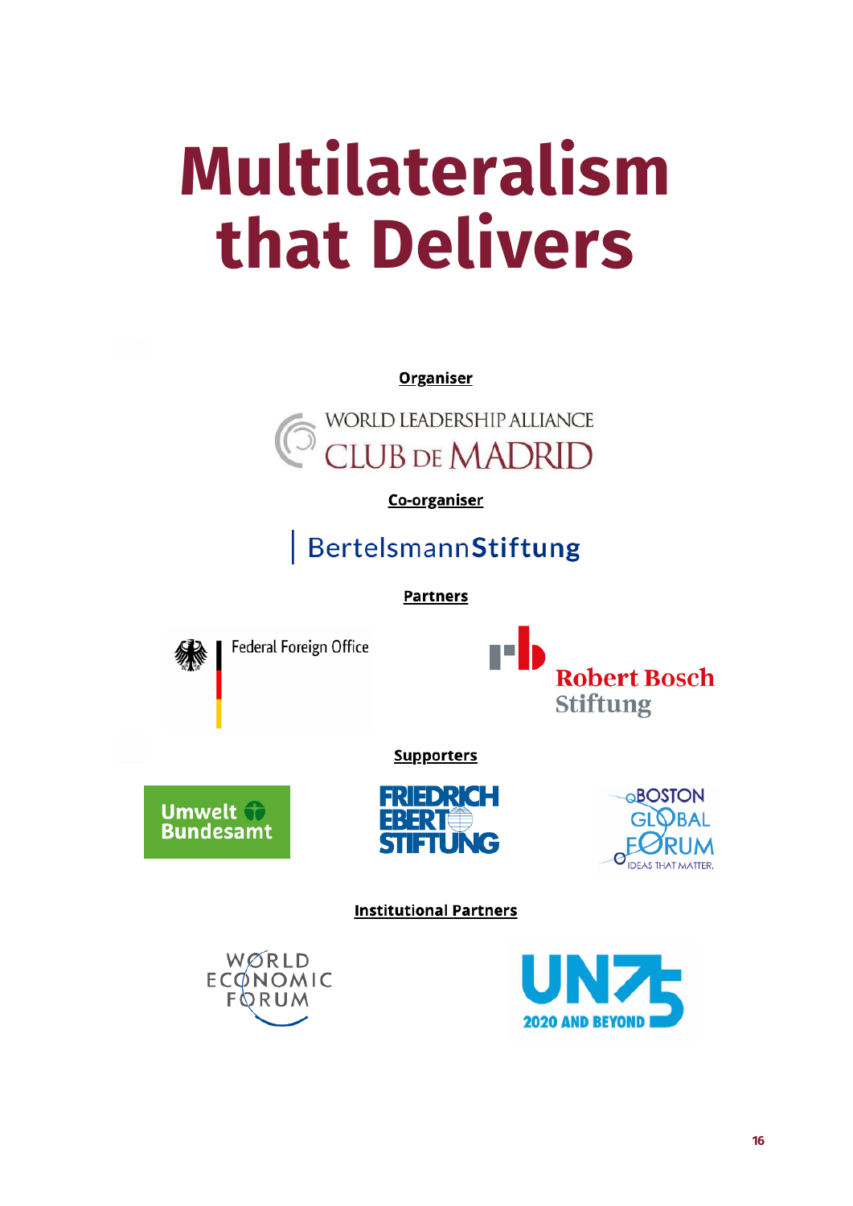# Multilateralism that Delivers

**Organiser**

WORLD LEADERSHIP ALLIANCE
CLUB DE MADRID

**Co-organiser**

BertelsmannStiftung

**Partners**

Federal Foreign Office

Robert Bosch Stiftung

**Supporters**

Umwelt Bundesamt

FRIEDRICH EBERT STIFTUNG

BOSTON GLOBAL FORUM
IDEAS THAT MATTER.

**Institutional Partners**

WORLD ECONOMIC FORUM

UN75
2020 AND BEYOND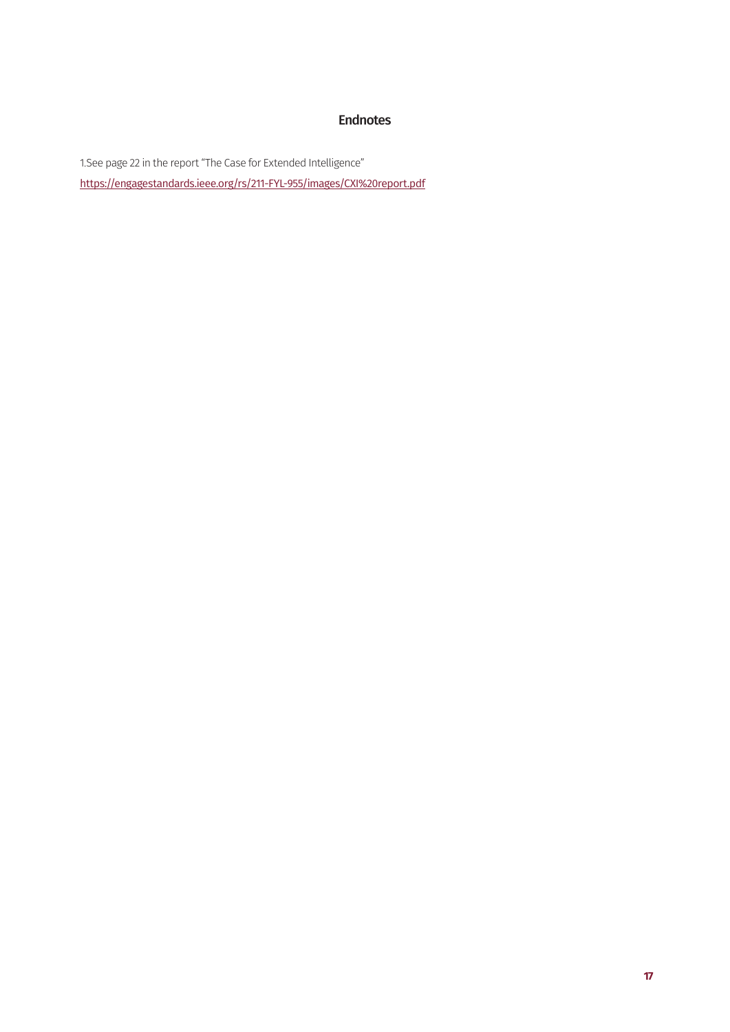## Endnotes

1.See page 22 in the report "The Case for Extended Intelligence"
https://engagestandards.ieee.org/rs/211-FYL-955/images/CXI%20report.pdf